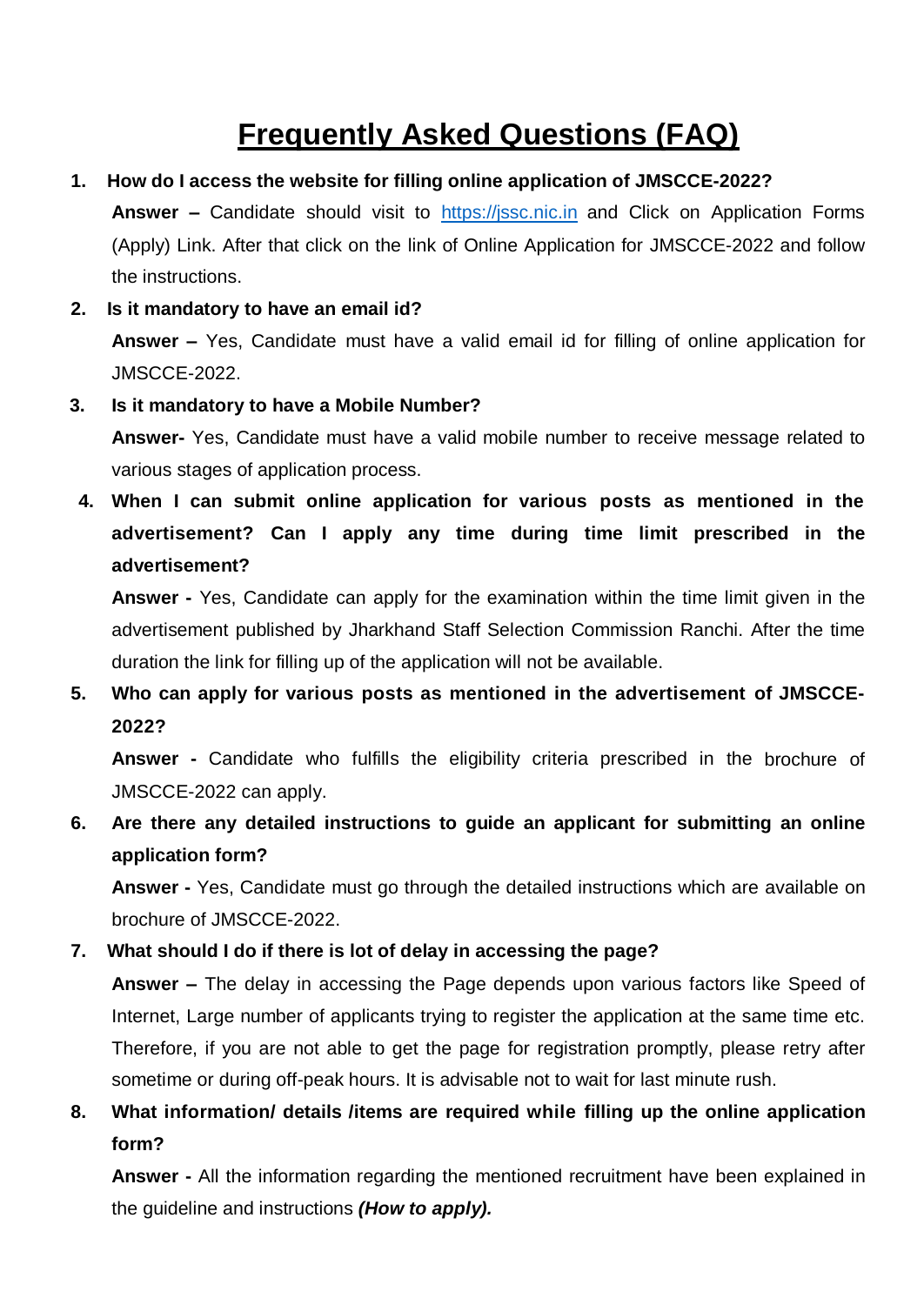# Frequently Asked Questions (FAQ)

1. **How do I access the website for filling online application of JMSCCE-2022?**

   **Answer –** Candidate should visit to [https://jssc.nic.in](https://jssc.nic.in) and Click on Application Forms (Apply) Link. After that click on the link of Online Application for JMSCCE-2022 and follow the instructions.

2. **Is it mandatory to have an email id?**

   **Answer –** Yes, Candidate must have a valid email id for filling of online application for JMSCCE-2022.

3. **Is it mandatory to have a Mobile Number?**

   **Answer-** Yes, Candidate must have a valid mobile number to receive message related to various stages of application process.

4. **When I can submit online application for various posts as mentioned in the advertisement? Can I apply any time during time limit prescribed in the advertisement?**

   **Answer -** Yes, Candidate can apply for the examination within the time limit given in the advertisement published by Jharkhand Staff Selection Commission Ranchi. After the time duration the link for filling up of the application will not be available.

5. **Who can apply for various posts as mentioned in the advertisement of JMSCCE-2022?**

   **Answer -** Candidate who fulfills the eligibility criteria prescribed in the brochure of JMSCCE-2022 can apply.

6. **Are there any detailed instructions to guide an applicant for submitting an online application form?**

   **Answer -** Yes, Candidate must go through the detailed instructions which are available on brochure of JMSCCE-2022.

7. **What should I do if there is lot of delay in accessing the page?**

   **Answer –** The delay in accessing the Page depends upon various factors like Speed of Internet, Large number of applicants trying to register the application at the same time etc. Therefore, if you are not able to get the page for registration promptly, please retry after sometime or during off-peak hours. It is advisable not to wait for last minute rush.

8. **What information/ details /items are required while filling up the online application form?**

   **Answer -** All the information regarding the mentioned recruitment have been explained in the guideline and instructions ***(How to apply).***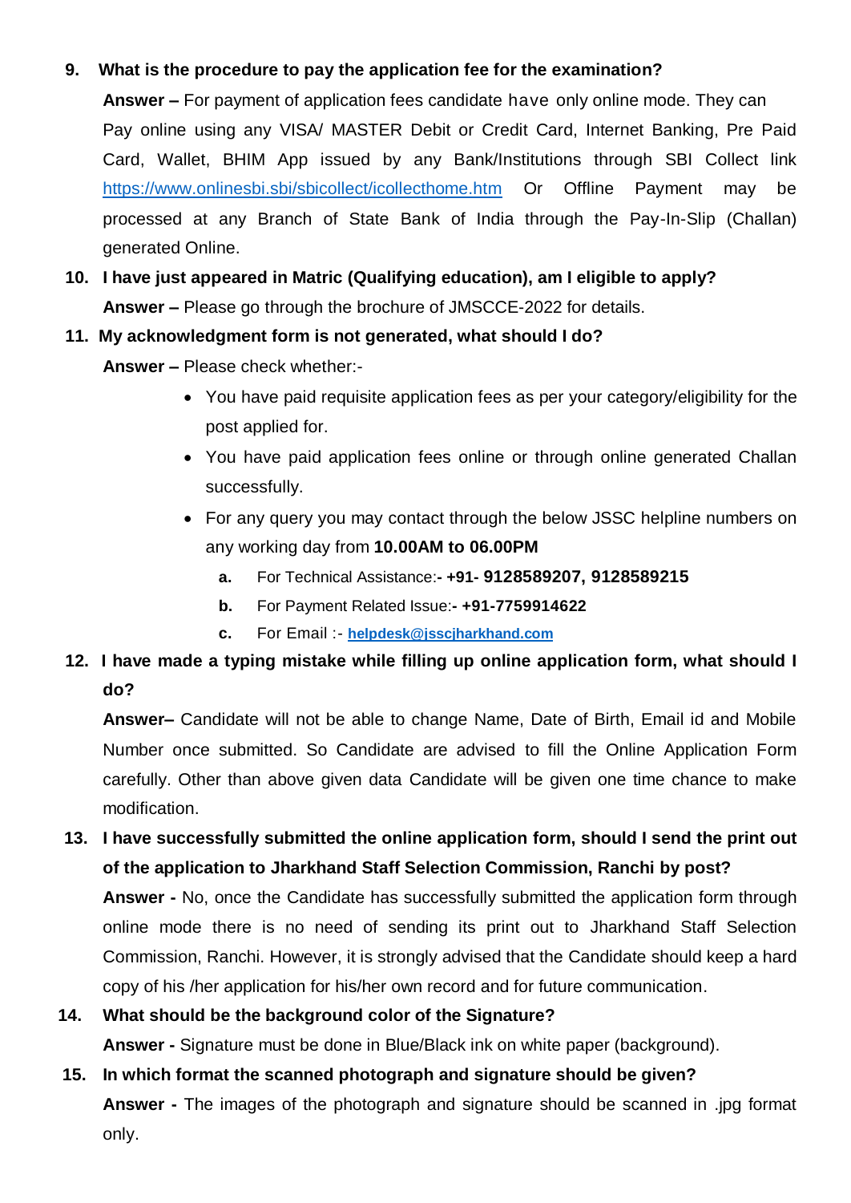9. **What is the procedure to pay the application fee for the examination?**

   **Answer –** For payment of application fees candidate have only online mode. They can Pay online using any VISA/ MASTER Debit or Credit Card, Internet Banking, Pre Paid Card, Wallet, BHIM App issued by any Bank/Institutions through SBI Collect link [https://www.onlinesbi.sbi/sbicollect/icollecthome.htm](https://www.onlinesbi.sbi/sbicollect/icollecthome.htm) Or Offline Payment may be processed at any Branch of State Bank of India through the Pay-In-Slip (Challan) generated Online.

10. **I have just appeared in Matric (Qualifying education), am I eligible to apply?**

    **Answer –** Please go through the brochure of JMSCCE-2022 for details.

11. **My acknowledgment form is not generated, what should I do?**

    **Answer –** Please check whether:-

    - You have paid requisite application fees as per your category/eligibility for the post applied for.
    - You have paid application fees online or through online generated Challan successfully.
    - For any query you may contact through the below JSSC helpline numbers on any working day from **10.00AM to 06.00PM**

      a. For Technical Assistance:**- +91- 9128589207, 9128589215**

      b. For Payment Related Issue:**- +91-7759914622**

      c. For Email :- **[helpdesk@jsscjharkhand.com](mailto:helpdesk@jsscjharkhand.com)**

12. **I have made a typing mistake while filling up online application form, what should I do?**

    **Answer–** Candidate will not be able to change Name, Date of Birth, Email id and Mobile Number once submitted. So Candidate are advised to fill the Online Application Form carefully. Other than above given data Candidate will be given one time chance to make modification.

13. **I have successfully submitted the online application form, should I send the print out of the application to Jharkhand Staff Selection Commission, Ranchi by post?**

    **Answer -** No, once the Candidate has successfully submitted the application form through online mode there is no need of sending its print out to Jharkhand Staff Selection Commission, Ranchi. However, it is strongly advised that the Candidate should keep a hard copy of his /her application for his/her own record and for future communication.

14. **What should be the background color of the Signature?**

    **Answer -** Signature must be done in Blue/Black ink on white paper (background).

15. **In which format the scanned photograph and signature should be given?**

    **Answer -** The images of the photograph and signature should be scanned in .jpg format only.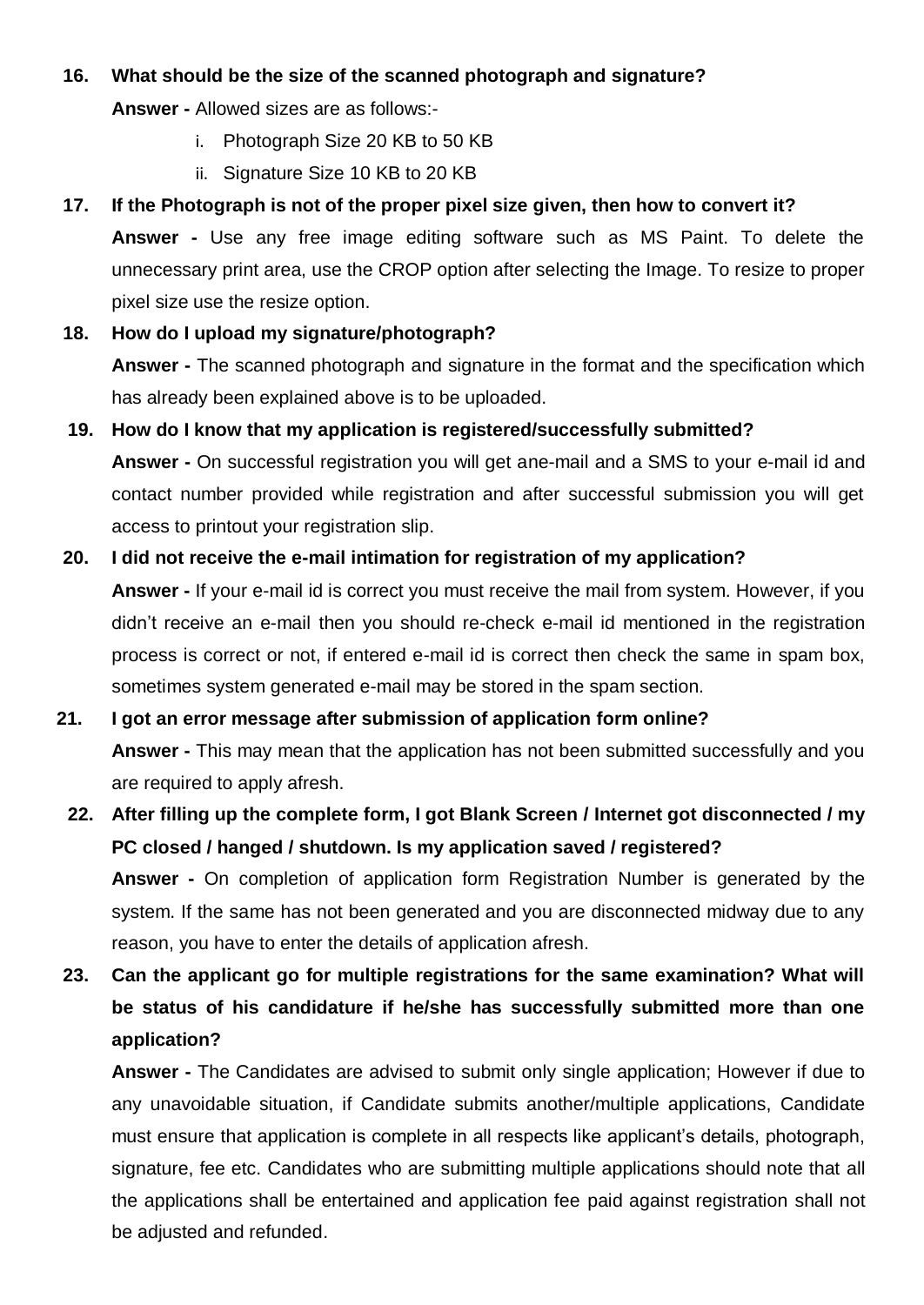**16. What should be the size of the scanned photograph and signature?**

**Answer -** Allowed sizes are as follows:-

i. Photograph Size 20 KB to 50 KB

ii. Signature Size 10 KB to 20 KB

**17. If the Photograph is not of the proper pixel size given, then how to convert it?**

**Answer -** Use any free image editing software such as MS Paint. To delete the unnecessary print area, use the CROP option after selecting the Image. To resize to proper pixel size use the resize option.

**18. How do I upload my signature/photograph?**

**Answer -** The scanned photograph and signature in the format and the specification which has already been explained above is to be uploaded.

**19. How do I know that my application is registered/successfully submitted?**

**Answer -** On successful registration you will get ane-mail and a SMS to your e-mail id and contact number provided while registration and after successful submission you will get access to printout your registration slip.

**20. I did not receive the e-mail intimation for registration of my application?**

**Answer -** If your e-mail id is correct you must receive the mail from system. However, if you didn't receive an e-mail then you should re-check e-mail id mentioned in the registration process is correct or not, if entered e-mail id is correct then check the same in spam box, sometimes system generated e-mail may be stored in the spam section.

**21. I got an error message after submission of application form online?**

**Answer -** This may mean that the application has not been submitted successfully and you are required to apply afresh.

**22. After filling up the complete form, I got Blank Screen / Internet got disconnected / my PC closed / hanged / shutdown. Is my application saved / registered?**

**Answer -** On completion of application form Registration Number is generated by the system. If the same has not been generated and you are disconnected midway due to any reason, you have to enter the details of application afresh.

**23. Can the applicant go for multiple registrations for the same examination? What will be status of his candidature if he/she has successfully submitted more than one application?**

**Answer -** The Candidates are advised to submit only single application; However if due to any unavoidable situation, if Candidate submits another/multiple applications, Candidate must ensure that application is complete in all respects like applicant's details, photograph, signature, fee etc. Candidates who are submitting multiple applications should note that all the applications shall be entertained and application fee paid against registration shall not be adjusted and refunded.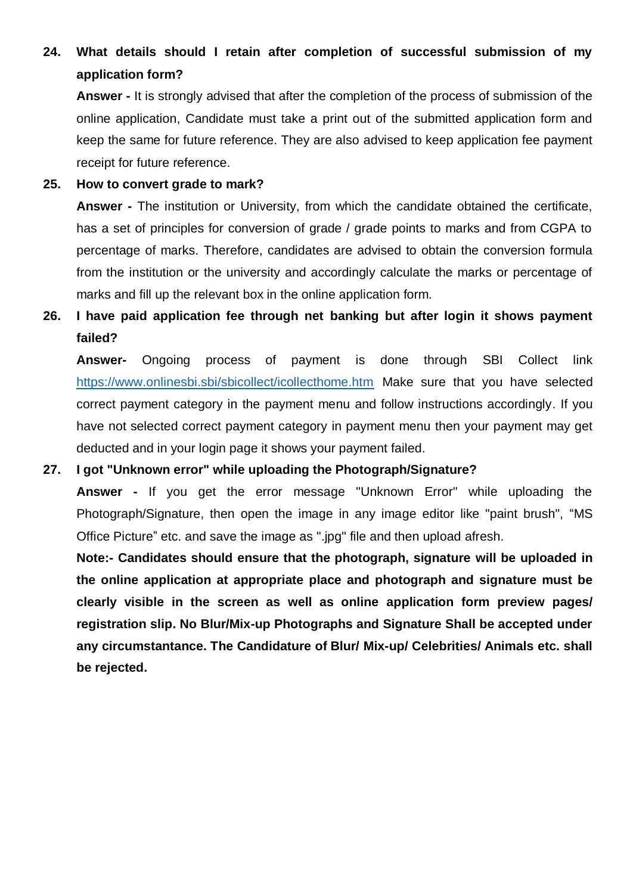**24. What details should I retain after completion of successful submission of my application form?**

**Answer -** It is strongly advised that after the completion of the process of submission of the online application, Candidate must take a print out of the submitted application form and keep the same for future reference. They are also advised to keep application fee payment receipt for future reference.

**25. How to convert grade to mark?**

**Answer -** The institution or University, from which the candidate obtained the certificate, has a set of principles for conversion of grade / grade points to marks and from CGPA to percentage of marks. Therefore, candidates are advised to obtain the conversion formula from the institution or the university and accordingly calculate the marks or percentage of marks and fill up the relevant box in the online application form.

**26. I have paid application fee through net banking but after login it shows payment failed?**

**Answer-** Ongoing process of payment is done through SBI Collect link https://www.onlinesbi.sbi/sbicollect/icollecthome.htm Make sure that you have selected correct payment category in the payment menu and follow instructions accordingly. If you have not selected correct payment category in payment menu then your payment may get deducted and in your login page it shows your payment failed.

**27. I got "Unknown error" while uploading the Photograph/Signature?**

**Answer -** If you get the error message "Unknown Error" while uploading the Photograph/Signature, then open the image in any image editor like "paint brush", “MS Office Picture” etc. and save the image as ".jpg" file and then upload afresh.

**Note:- Candidates should ensure that the photograph, signature will be uploaded in the online application at appropriate place and photograph and signature must be clearly visible in the screen as well as online application form preview pages/ registration slip. No Blur/Mix-up Photographs and Signature Shall be accepted under any circumstantance. The Candidature of Blur/ Mix-up/ Celebrities/ Animals etc. shall be rejected.**